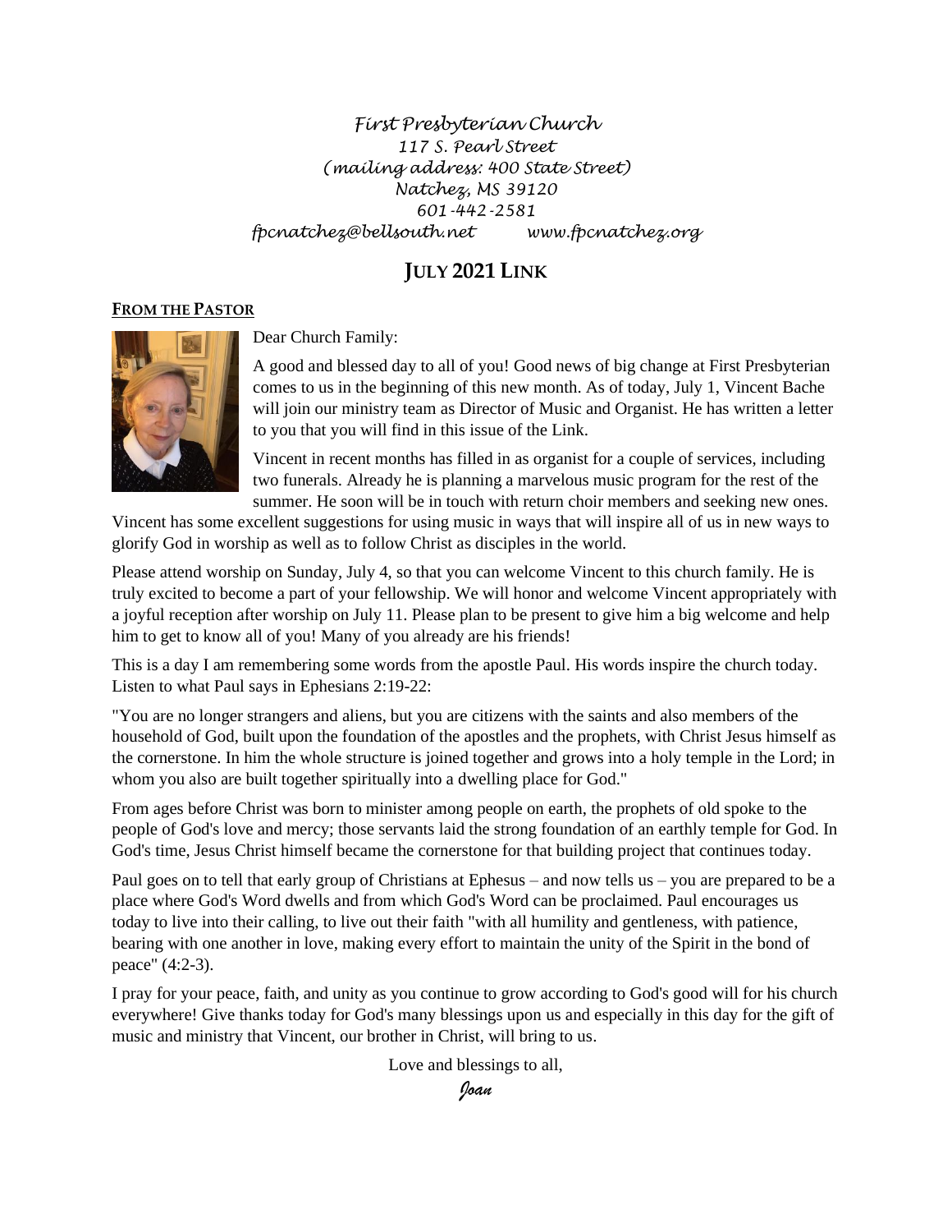*First Presbyterian Church*
*117 S. Pearl Street*
*(mailing address: 400 State Street)*
*Natchez, MS 39120*
*601-442-2581*
*fpcnatchez@bellsouth.net www.fpcnatchez.org*

# JULY 2021 LINK

## FROM THE PASTOR

Dear Church Family:

A good and blessed day to all of you! Good news of big change at First Presbyterian comes to us in the beginning of this new month. As of today, July 1, Vincent Bache will join our ministry team as Director of Music and Organist. He has written a letter to you that you will find in this issue of the Link.

Vincent in recent months has filled in as organist for a couple of services, including two funerals. Already he is planning a marvelous music program for the rest of the summer. He soon will be in touch with return choir members and seeking new ones. Vincent has some excellent suggestions for using music in ways that will inspire all of us in new ways to glorify God in worship as well as to follow Christ as disciples in the world.

Please attend worship on Sunday, July 4, so that you can welcome Vincent to this church family. He is truly excited to become a part of your fellowship. We will honor and welcome Vincent appropriately with a joyful reception after worship on July 11. Please plan to be present to give him a big welcome and help him to get to know all of you! Many of you already are his friends!

This is a day I am remembering some words from the apostle Paul. His words inspire the church today. Listen to what Paul says in Ephesians 2:19-22:

"You are no longer strangers and aliens, but you are citizens with the saints and also members of the household of God, built upon the foundation of the apostles and the prophets, with Christ Jesus himself as the cornerstone. In him the whole structure is joined together and grows into a holy temple in the Lord; in whom you also are built together spiritually into a dwelling place for God."

From ages before Christ was born to minister among people on earth, the prophets of old spoke to the people of God's love and mercy; those servants laid the strong foundation of an earthly temple for God. In God's time, Jesus Christ himself became the cornerstone for that building project that continues today.

Paul goes on to tell that early group of Christians at Ephesus – and now tells us – you are prepared to be a place where God's Word dwells and from which God's Word can be proclaimed. Paul encourages us today to live into their calling, to live out their faith "with all humility and gentleness, with patience, bearing with one another in love, making every effort to maintain the unity of the Spirit in the bond of peace" (4:2-3).

I pray for your peace, faith, and unity as you continue to grow according to God's good will for his church everywhere! Give thanks today for God's many blessings upon us and especially in this day for the gift of music and ministry that Vincent, our brother in Christ, will bring to us.

Love and blessings to all,

*Joan*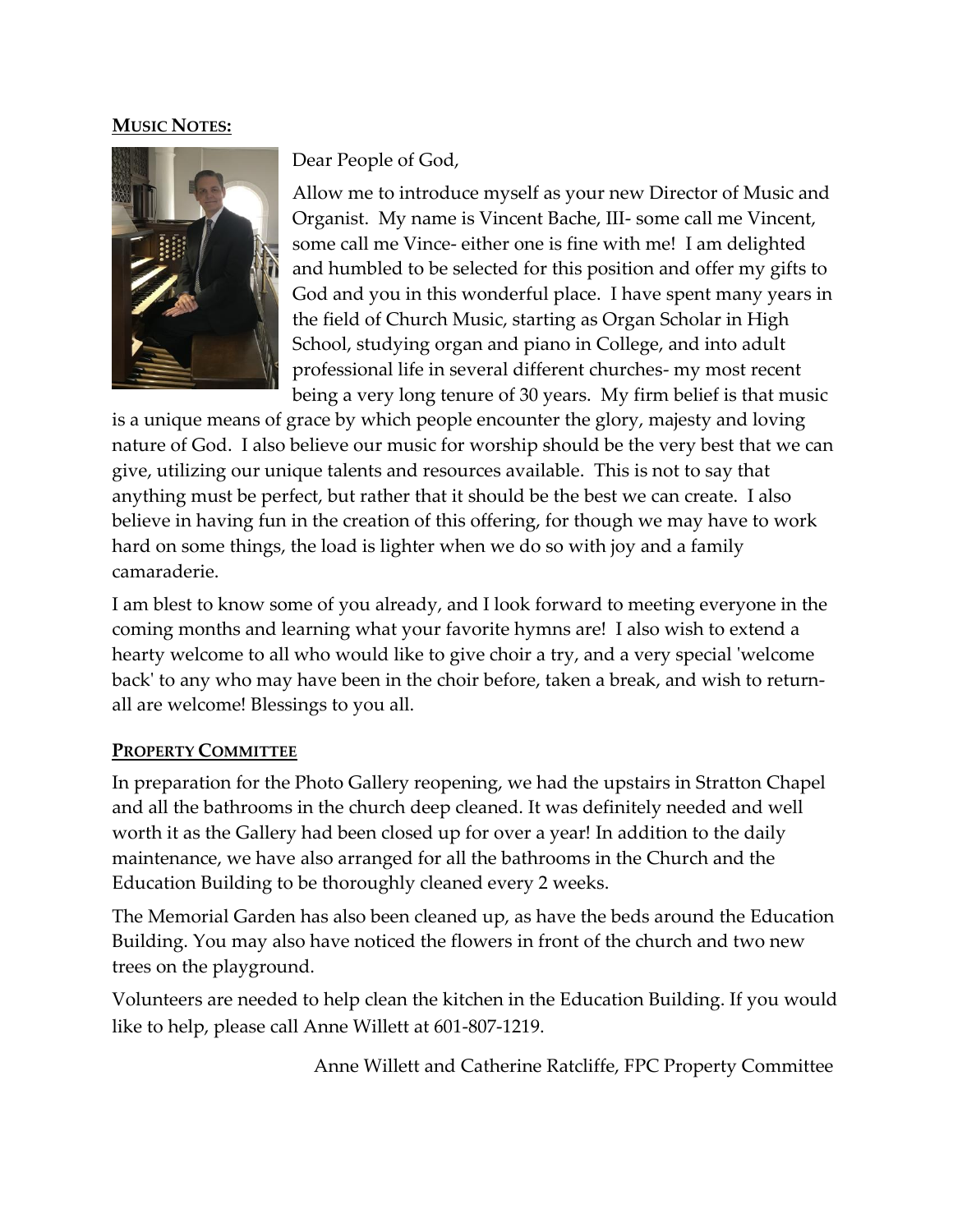## **MUSIC NOTES:**

Dear People of God,

Allow me to introduce myself as your new Director of Music and Organist. My name is Vincent Bache, III- some call me Vincent, some call me Vince- either one is fine with me! I am delighted and humbled to be selected for this position and offer my gifts to God and you in this wonderful place. I have spent many years in the field of Church Music, starting as Organ Scholar in High School, studying organ and piano in College, and into adult professional life in several different churches- my most recent being a very long tenure of 30 years. My firm belief is that music is a unique means of grace by which people encounter the glory, majesty and loving nature of God. I also believe our music for worship should be the very best that we can give, utilizing our unique talents and resources available. This is not to say that anything must be perfect, but rather that it should be the best we can create. I also believe in having fun in the creation of this offering, for though we may have to work hard on some things, the load is lighter when we do so with joy and a family camaraderie.

I am blest to know some of you already, and I look forward to meeting everyone in the coming months and learning what your favorite hymns are! I also wish to extend a hearty welcome to all who would like to give choir a try, and a very special 'welcome back' to any who may have been in the choir before, taken a break, and wish to return- all are welcome! Blessings to you all.

## **PROPERTY COMMITTEE**

In preparation for the Photo Gallery reopening, we had the upstairs in Stratton Chapel and all the bathrooms in the church deep cleaned. It was definitely needed and well worth it as the Gallery had been closed up for over a year! In addition to the daily maintenance, we have also arranged for all the bathrooms in the Church and the Education Building to be thoroughly cleaned every 2 weeks.

The Memorial Garden has also been cleaned up, as have the beds around the Education Building. You may also have noticed the flowers in front of the church and two new trees on the playground.

Volunteers are needed to help clean the kitchen in the Education Building. If you would like to help, please call Anne Willett at 601-807-1219.

Anne Willett and Catherine Ratcliffe, FPC Property Committee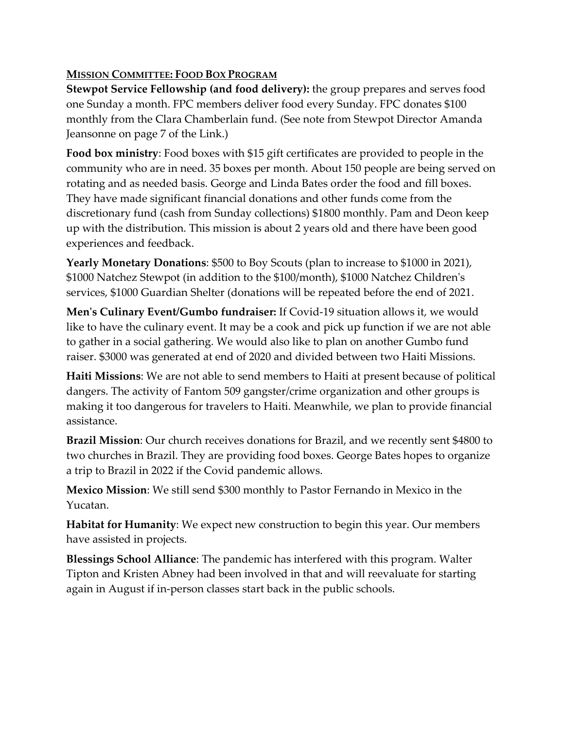## MISSION COMMITTEE: FOOD BOX PROGRAM

**Stewpot Service Fellowship (and food delivery):** the group prepares and serves food one Sunday a month. FPC members deliver food every Sunday. FPC donates $100 monthly from the Clara Chamberlain fund. (See note from Stewpot Director Amanda Jeansonne on page 7 of the Link.)

**Food box ministry**: Food boxes with $15 gift certificates are provided to people in the community who are in need. 35 boxes per month. About 150 people are being served on rotating and as needed basis. George and Linda Bates order the food and fill boxes. They have made significant financial donations and other funds come from the discretionary fund (cash from Sunday collections) $1800 monthly. Pam and Deon keep up with the distribution. This mission is about 2 years old and there have been good experiences and feedback.

**Yearly Monetary Donations**: $500 to Boy Scouts (plan to increase to $1000 in 2021), $1000 Natchez Stewpot (in addition to the $100/month), $1000 Natchez Children's services, $1000 Guardian Shelter (donations will be repeated before the end of 2021.

**Men's Culinary Event/Gumbo fundraiser:** If Covid-19 situation allows it, we would like to have the culinary event. It may be a cook and pick up function if we are not able to gather in a social gathering. We would also like to plan on another Gumbo fund raiser. $3000 was generated at end of 2020 and divided between two Haiti Missions.

**Haiti Missions**: We are not able to send members to Haiti at present because of political dangers. The activity of Fantom 509 gangster/crime organization and other groups is making it too dangerous for travelers to Haiti. Meanwhile, we plan to provide financial assistance.

**Brazil Mission**: Our church receives donations for Brazil, and we recently sent $4800 to two churches in Brazil. They are providing food boxes. George Bates hopes to organize a trip to Brazil in 2022 if the Covid pandemic allows.

**Mexico Mission**: We still send $300 monthly to Pastor Fernando in Mexico in the Yucatan.

**Habitat for Humanity**: We expect new construction to begin this year. Our members have assisted in projects.

**Blessings School Alliance**: The pandemic has interfered with this program. Walter Tipton and Kristen Abney had been involved in that and will reevaluate for starting again in August if in-person classes start back in the public schools.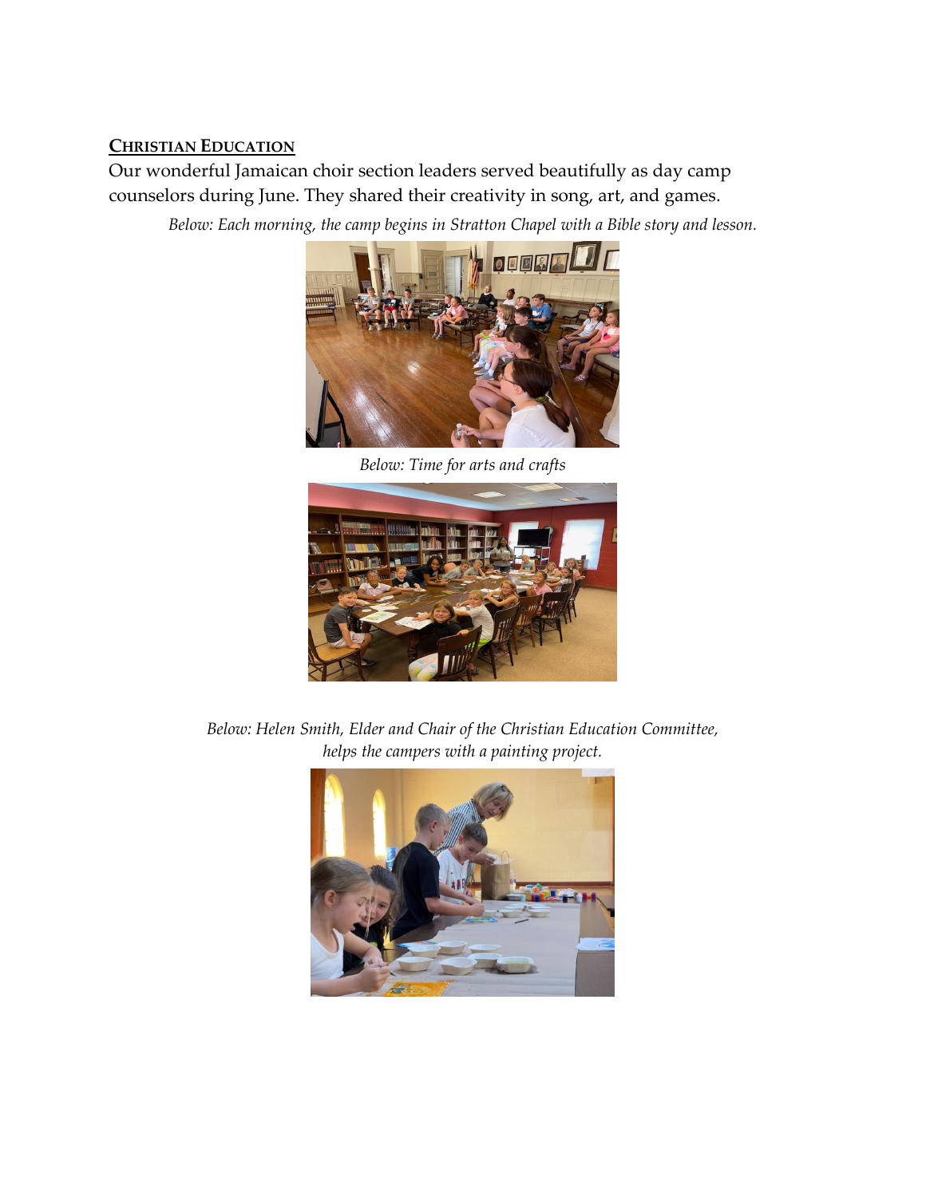## Christian Education

Our wonderful Jamaican choir section leaders served beautifully as day camp counselors during June. They shared their creativity in song, art, and games.

*Below: Each morning, the camp begins in Stratton Chapel with a Bible story and lesson.*

*Below: Time for arts and crafts*

*Below: Helen Smith, Elder and Chair of the Christian Education Committee, helps the campers with a painting project.*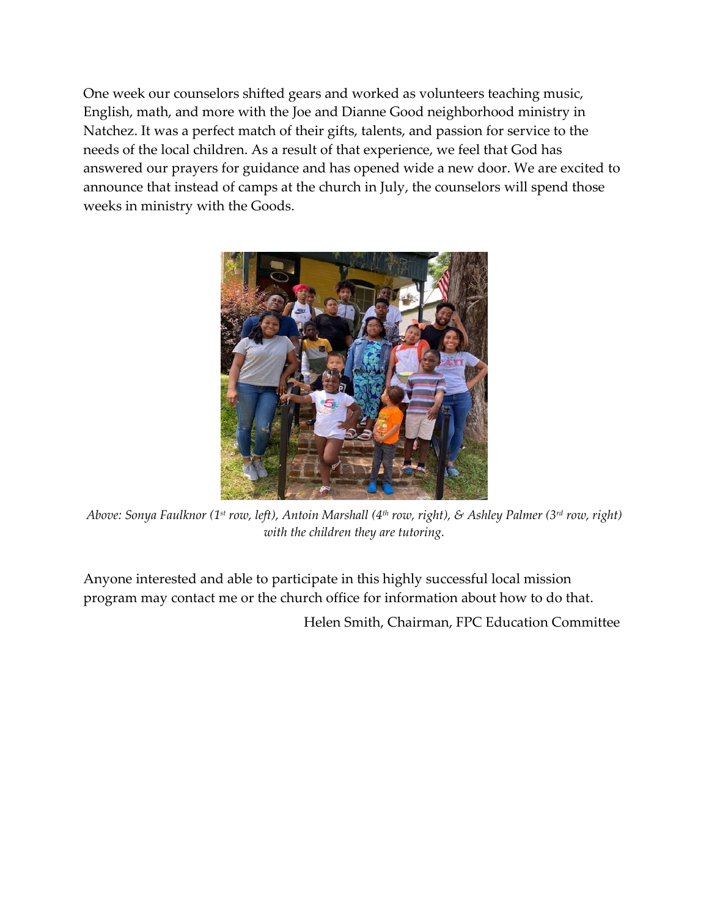One week our counselors shifted gears and worked as volunteers teaching music, English, math, and more with the Joe and Dianne Good neighborhood ministry in Natchez. It was a perfect match of their gifts, talents, and passion for service to the needs of the local children. As a result of that experience, we feel that God has answered our prayers for guidance and has opened wide a new door. We are excited to announce that instead of camps at the church in July, the counselors will spend those weeks in ministry with the Goods.

*Above: Sonya Faulknor (1st row, left), Antoin Marshall (4th row, right), & Ashley Palmer (3rd row, right) with the children they are tutoring.*

Anyone interested and able to participate in this highly successful local mission program may contact me or the church office for information about how to do that.

Helen Smith, Chairman, FPC Education Committee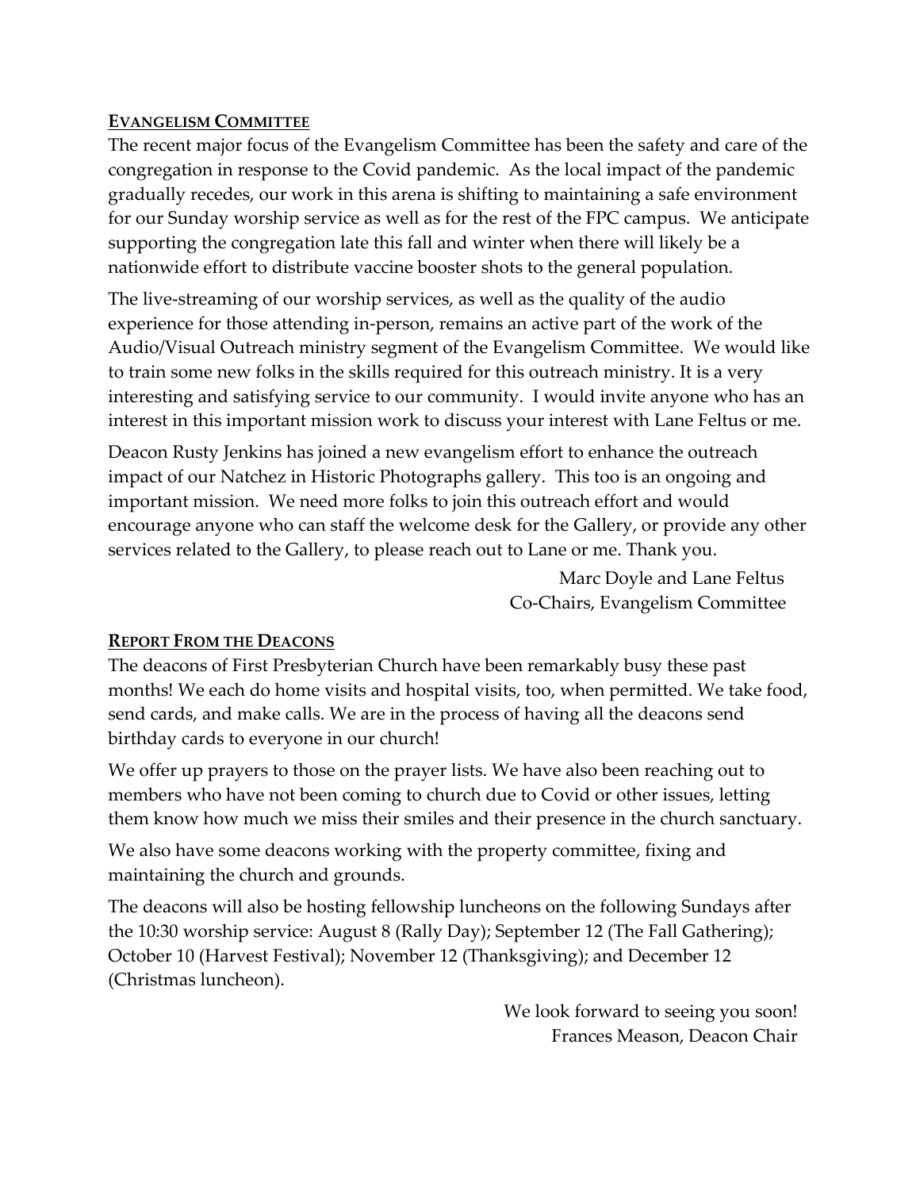## EVANGELISM COMMITTEE

The recent major focus of the Evangelism Committee has been the safety and care of the congregation in response to the Covid pandemic. As the local impact of the pandemic gradually recedes, our work in this arena is shifting to maintaining a safe environment for our Sunday worship service as well as for the rest of the FPC campus. We anticipate supporting the congregation late this fall and winter when there will likely be a nationwide effort to distribute vaccine booster shots to the general population.

The live-streaming of our worship services, as well as the quality of the audio experience for those attending in-person, remains an active part of the work of the Audio/Visual Outreach ministry segment of the Evangelism Committee. We would like to train some new folks in the skills required for this outreach ministry. It is a very interesting and satisfying service to our community. I would invite anyone who has an interest in this important mission work to discuss your interest with Lane Feltus or me.

Deacon Rusty Jenkins has joined a new evangelism effort to enhance the outreach impact of our Natchez in Historic Photographs gallery. This too is an ongoing and important mission. We need more folks to join this outreach effort and would encourage anyone who can staff the welcome desk for the Gallery, or provide any other services related to the Gallery, to please reach out to Lane or me. Thank you.

Marc Doyle and Lane Feltus
Co-Chairs, Evangelism Committee

## REPORT FROM THE DEACONS

The deacons of First Presbyterian Church have been remarkably busy these past months! We each do home visits and hospital visits, too, when permitted. We take food, send cards, and make calls. We are in the process of having all the deacons send birthday cards to everyone in our church!

We offer up prayers to those on the prayer lists. We have also been reaching out to members who have not been coming to church due to Covid or other issues, letting them know how much we miss their smiles and their presence in the church sanctuary.

We also have some deacons working with the property committee, fixing and maintaining the church and grounds.

The deacons will also be hosting fellowship luncheons on the following Sundays after the 10:30 worship service: August 8 (Rally Day); September 12 (The Fall Gathering); October 10 (Harvest Festival); November 12 (Thanksgiving); and December 12 (Christmas luncheon).

We look forward to seeing you soon!
Frances Meason, Deacon Chair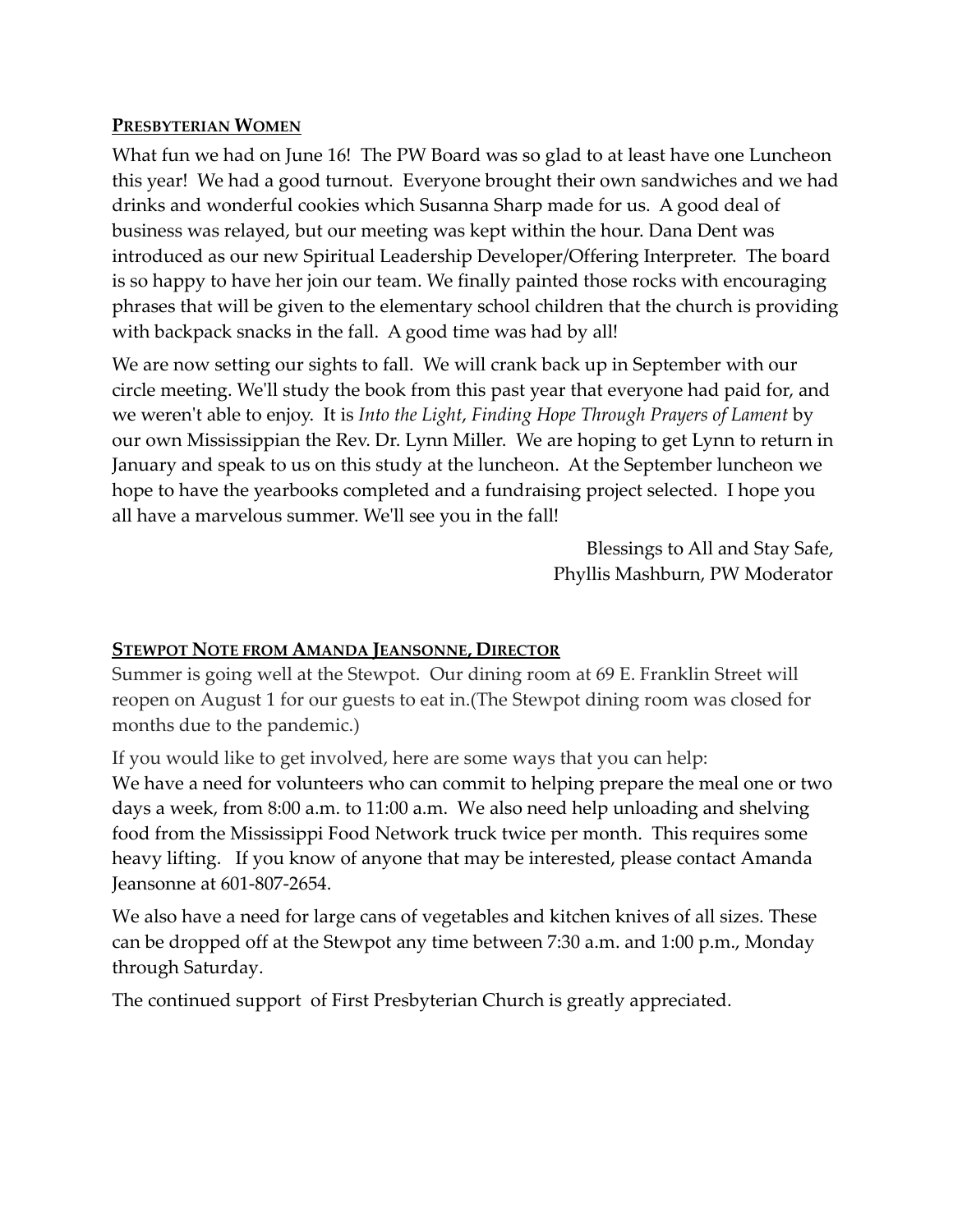## **Presbyterian Women**

What fun we had on June 16! The PW Board was so glad to at least have one Luncheon this year! We had a good turnout. Everyone brought their own sandwiches and we had drinks and wonderful cookies which Susanna Sharp made for us. A good deal of business was relayed, but our meeting was kept within the hour. Dana Dent was introduced as our new Spiritual Leadership Developer/Offering Interpreter. The board is so happy to have her join our team. We finally painted those rocks with encouraging phrases that will be given to the elementary school children that the church is providing with backpack snacks in the fall. A good time was had by all!

We are now setting our sights to fall. We will crank back up in September with our circle meeting. We'll study the book from this past year that everyone had paid for, and we weren't able to enjoy. It is *Into the Light*, *Finding Hope Through Prayers of Lament* by our own Mississippian the Rev. Dr. Lynn Miller. We are hoping to get Lynn to return in January and speak to us on this study at the luncheon. At the September luncheon we hope to have the yearbooks completed and a fundraising project selected. I hope you all have a marvelous summer. We'll see you in the fall!

Blessings to All and Stay Safe,
Phyllis Mashburn, PW Moderator

## **Stewpot Note from Amanda Jeansonne, Director**

Summer is going well at the Stewpot. Our dining room at 69 E. Franklin Street will reopen on August 1 for our guests to eat in.(The Stewpot dining room was closed for months due to the pandemic.)

If you would like to get involved, here are some ways that you can help:
We have a need for volunteers who can commit to helping prepare the meal one or two days a week, from 8:00 a.m. to 11:00 a.m. We also need help unloading and shelving food from the Mississippi Food Network truck twice per month. This requires some heavy lifting. If you know of anyone that may be interested, please contact Amanda Jeansonne at 601-807-2654.

We also have a need for large cans of vegetables and kitchen knives of all sizes. These can be dropped off at the Stewpot any time between 7:30 a.m. and 1:00 p.m., Monday through Saturday.

The continued support of First Presbyterian Church is greatly appreciated.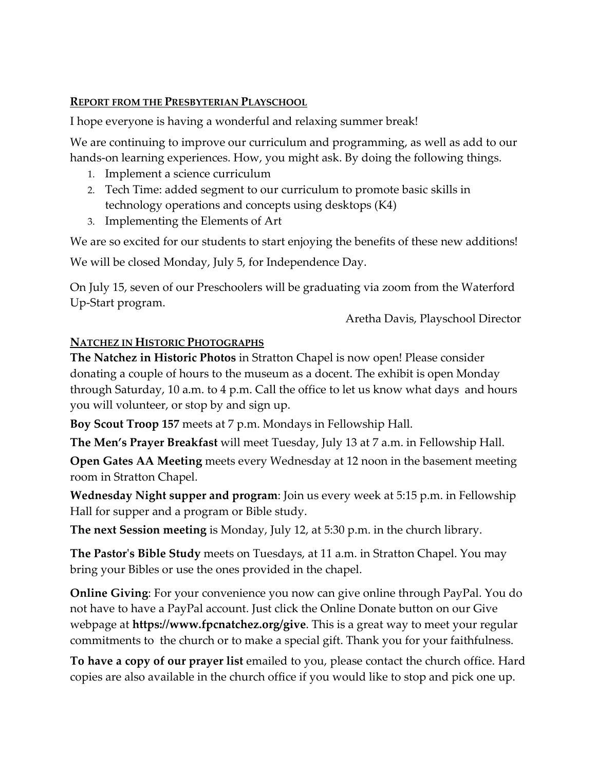## Report from the Presbyterian Playschool

I hope everyone is having a wonderful and relaxing summer break!

We are continuing to improve our curriculum and programming, as well as add to our hands-on learning experiences. How, you might ask. By doing the following things.

1. Implement a science curriculum
2. Tech Time: added segment to our curriculum to promote basic skills in technology operations and concepts using desktops (K4)
3. Implementing the Elements of Art

We are so excited for our students to start enjoying the benefits of these new additions!

We will be closed Monday, July 5, for Independence Day.

On July 15, seven of our Preschoolers will be graduating via zoom from the Waterford Up-Start program.

Aretha Davis, Playschool Director

## Natchez in Historic Photographs

**The Natchez in Historic Photos** in Stratton Chapel is now open! Please consider donating a couple of hours to the museum as a docent. The exhibit is open Monday through Saturday, 10 a.m. to 4 p.m. Call the office to let us know what days and hours you will volunteer, or stop by and sign up.

**Boy Scout Troop 157** meets at 7 p.m. Mondays in Fellowship Hall.

**The Men's Prayer Breakfast** will meet Tuesday, July 13 at 7 a.m. in Fellowship Hall.

**Open Gates AA Meeting** meets every Wednesday at 12 noon in the basement meeting room in Stratton Chapel.

**Wednesday Night supper and program**: Join us every week at 5:15 p.m. in Fellowship Hall for supper and a program or Bible study.

**The next Session meeting** is Monday, July 12, at 5:30 p.m. in the church library.

**The Pastor's Bible Study** meets on Tuesdays, at 11 a.m. in Stratton Chapel. You may bring your Bibles or use the ones provided in the chapel.

**Online Giving**: For your convenience you now can give online through PayPal. You do not have to have a PayPal account. Just click the Online Donate button on our Give webpage at **https://www.fpcnatchez.org/give**. This is a great way to meet your regular commitments to the church or to make a special gift. Thank you for your faithfulness.

**To have a copy of our prayer list** emailed to you, please contact the church office. Hard copies are also available in the church office if you would like to stop and pick one up.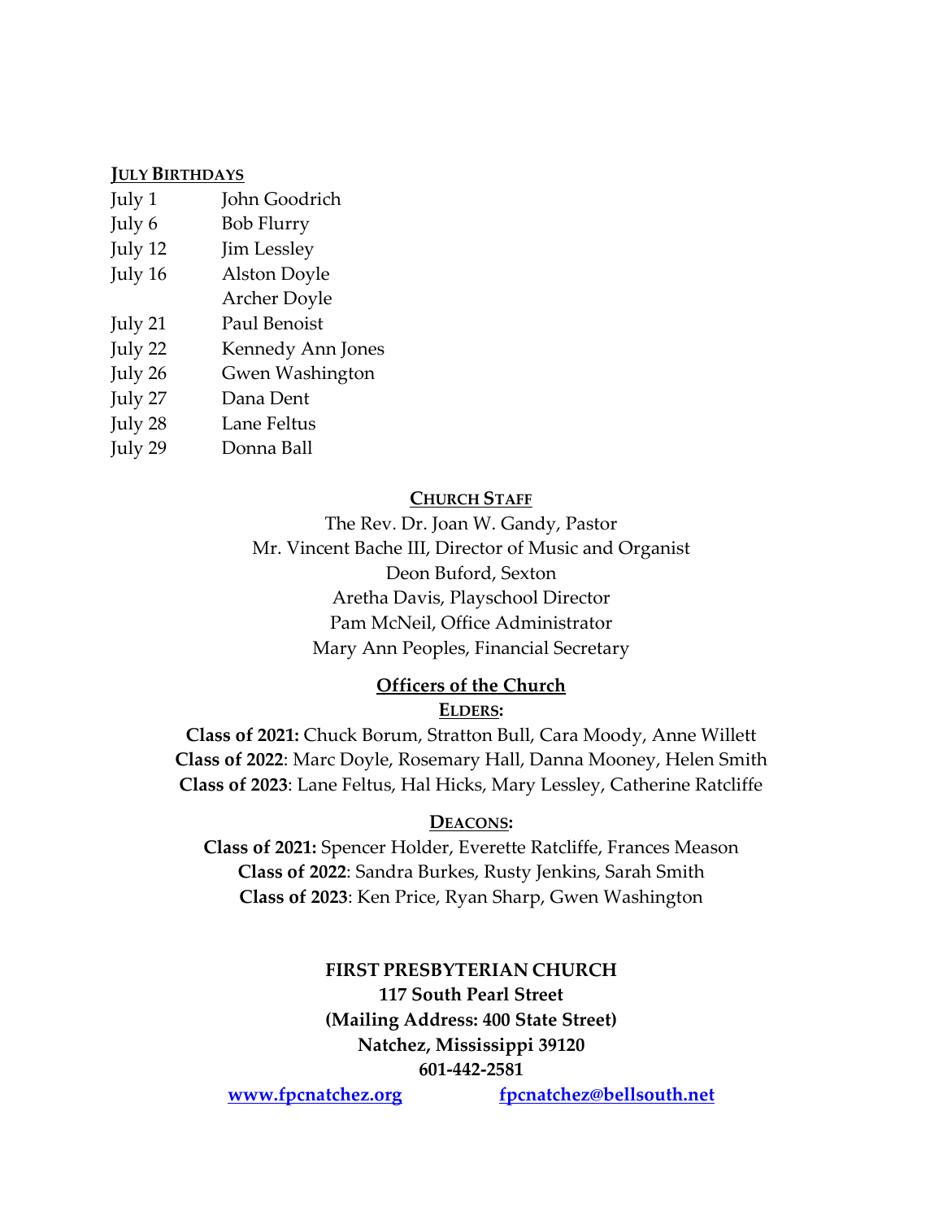## JULY BIRTHDAYS

| | |
|---|---|
| July 1 | John Goodrich |
| July 6 | Bob Flurry |
| July 12 | Jim Lessley |
| July 16 | Alston Doyle |
| | Archer Doyle |
| July 21 | Paul Benoist |
| July 22 | Kennedy Ann Jones |
| July 26 | Gwen Washington |
| July 27 | Dana Dent |
| July 28 | Lane Feltus |
| July 29 | Donna Ball |

## CHURCH STAFF

The Rev. Dr. Joan W. Gandy, Pastor
Mr. Vincent Bache III, Director of Music and Organist
Deon Buford, Sexton
Aretha Davis, Playschool Director
Pam McNeil, Office Administrator
Mary Ann Peoples, Financial Secretary

## Officers of the Church

### ELDERS:

**Class of 2021:** Chuck Borum, Stratton Bull, Cara Moody, Anne Willett
**Class of 2022**: Marc Doyle, Rosemary Hall, Danna Mooney, Helen Smith
**Class of 2023**: Lane Feltus, Hal Hicks, Mary Lessley, Catherine Ratcliffe

### DEACONS:

**Class of 2021:** Spencer Holder, Everette Ratcliffe, Frances Meason
**Class of 2022**: Sandra Burkes, Rusty Jenkins, Sarah Smith
**Class of 2023**: Ken Price, Ryan Sharp, Gwen Washington

**FIRST PRESBYTERIAN CHURCH**
**117 South Pearl Street**
**(Mailing Address: 400 State Street)**
**Natchez, Mississippi 39120**
**601-442-2581**

**www.fpcnatchez.org** **fpcnatchez@bellsouth.net**